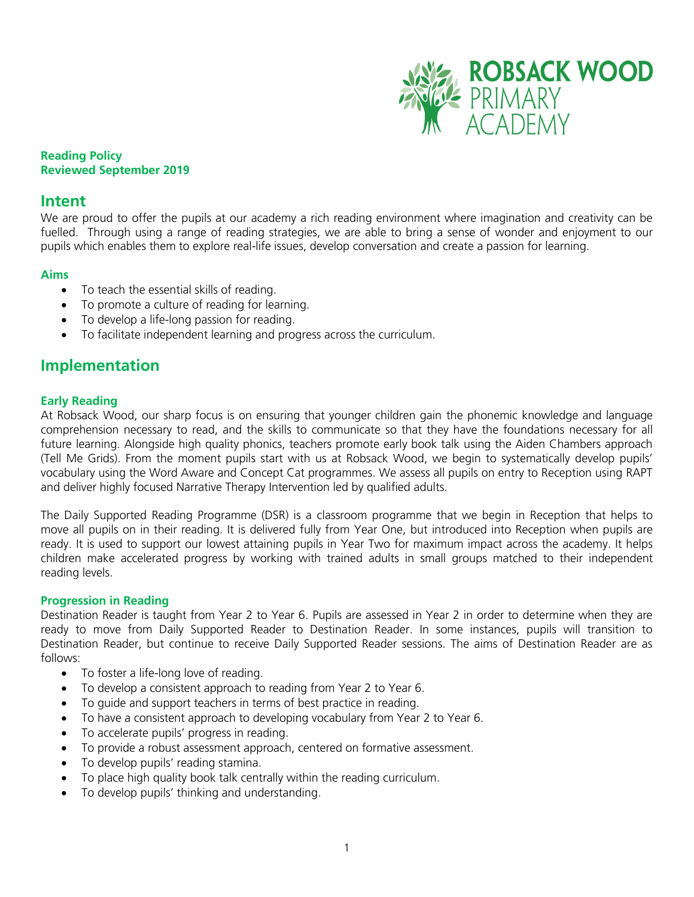ROBSACK WOOD PRIMARY ACADEMY

**Reading Policy**
**Reviewed September 2019**

## Intent

We are proud to offer the pupils at our academy a rich reading environment where imagination and creativity can be fuelled. Through using a range of reading strategies, we are able to bring a sense of wonder and enjoyment to our pupils which enables them to explore real-life issues, develop conversation and create a passion for learning.

### Aims

- To teach the essential skills of reading.
- To promote a culture of reading for learning.
- To develop a life-long passion for reading.
- To facilitate independent learning and progress across the curriculum.

## Implementation

### Early Reading

At Robsack Wood, our sharp focus is on ensuring that younger children gain the phonemic knowledge and language comprehension necessary to read, and the skills to communicate so that they have the foundations necessary for all future learning. Alongside high quality phonics, teachers promote early book talk using the Aiden Chambers approach (Tell Me Grids). From the moment pupils start with us at Robsack Wood, we begin to systematically develop pupils' vocabulary using the Word Aware and Concept Cat programmes. We assess all pupils on entry to Reception using RAPT and deliver highly focused Narrative Therapy Intervention led by qualified adults.

The Daily Supported Reading Programme (DSR) is a classroom programme that we begin in Reception that helps to move all pupils on in their reading. It is delivered fully from Year One, but introduced into Reception when pupils are ready. It is used to support our lowest attaining pupils in Year Two for maximum impact across the academy. It helps children make accelerated progress by working with trained adults in small groups matched to their independent reading levels.

### Progression in Reading

Destination Reader is taught from Year 2 to Year 6. Pupils are assessed in Year 2 in order to determine when they are ready to move from Daily Supported Reader to Destination Reader. In some instances, pupils will transition to Destination Reader, but continue to receive Daily Supported Reader sessions. The aims of Destination Reader are as follows:

- To foster a life-long love of reading.
- To develop a consistent approach to reading from Year 2 to Year 6.
- To guide and support teachers in terms of best practice in reading.
- To have a consistent approach to developing vocabulary from Year 2 to Year 6.
- To accelerate pupils' progress in reading.
- To provide a robust assessment approach, centered on formative assessment.
- To develop pupils' reading stamina.
- To place high quality book talk centrally within the reading curriculum.
- To develop pupils' thinking and understanding.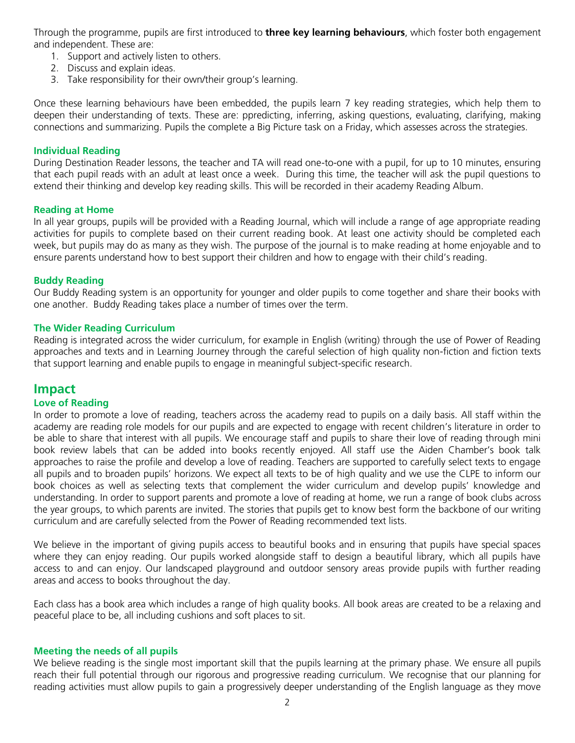Through the programme, pupils are first introduced to **three key learning behaviours**, which foster both engagement and independent. These are:

1. Support and actively listen to others.
2. Discuss and explain ideas.
3. Take responsibility for their own/their group's learning.

Once these learning behaviours have been embedded, the pupils learn 7 key reading strategies, which help them to deepen their understanding of texts. These are: ppredicting, inferring, asking questions, evaluating, clarifying, making connections and summarizing. Pupils the complete a Big Picture task on a Friday, which assesses across the strategies.

### Individual Reading

During Destination Reader lessons, the teacher and TA will read one-to-one with a pupil, for up to 10 minutes, ensuring that each pupil reads with an adult at least once a week. During this time, the teacher will ask the pupil questions to extend their thinking and develop key reading skills. This will be recorded in their academy Reading Album.

### Reading at Home

In all year groups, pupils will be provided with a Reading Journal, which will include a range of age appropriate reading activities for pupils to complete based on their current reading book. At least one activity should be completed each week, but pupils may do as many as they wish. The purpose of the journal is to make reading at home enjoyable and to ensure parents understand how to best support their children and how to engage with their child's reading.

### Buddy Reading

Our Buddy Reading system is an opportunity for younger and older pupils to come together and share their books with one another. Buddy Reading takes place a number of times over the term.

### The Wider Reading Curriculum

Reading is integrated across the wider curriculum, for example in English (writing) through the use of Power of Reading approaches and texts and in Learning Journey through the careful selection of high quality non-fiction and fiction texts that support learning and enable pupils to engage in meaningful subject-specific research.

## Impact

### Love of Reading

In order to promote a love of reading, teachers across the academy read to pupils on a daily basis. All staff within the academy are reading role models for our pupils and are expected to engage with recent children's literature in order to be able to share that interest with all pupils. We encourage staff and pupils to share their love of reading through mini book review labels that can be added into books recently enjoyed. All staff use the Aiden Chamber's book talk approaches to raise the profile and develop a love of reading. Teachers are supported to carefully select texts to engage all pupils and to broaden pupils' horizons. We expect all texts to be of high quality and we use the CLPE to inform our book choices as well as selecting texts that complement the wider curriculum and develop pupils' knowledge and understanding. In order to support parents and promote a love of reading at home, we run a range of book clubs across the year groups, to which parents are invited. The stories that pupils get to know best form the backbone of our writing curriculum and are carefully selected from the Power of Reading recommended text lists.

We believe in the important of giving pupils access to beautiful books and in ensuring that pupils have special spaces where they can enjoy reading. Our pupils worked alongside staff to design a beautiful library, which all pupils have access to and can enjoy. Our landscaped playground and outdoor sensory areas provide pupils with further reading areas and access to books throughout the day.

Each class has a book area which includes a range of high quality books. All book areas are created to be a relaxing and peaceful place to be, all including cushions and soft places to sit.

### Meeting the needs of all pupils

We believe reading is the single most important skill that the pupils learning at the primary phase. We ensure all pupils reach their full potential through our rigorous and progressive reading curriculum. We recognise that our planning for reading activities must allow pupils to gain a progressively deeper understanding of the English language as they move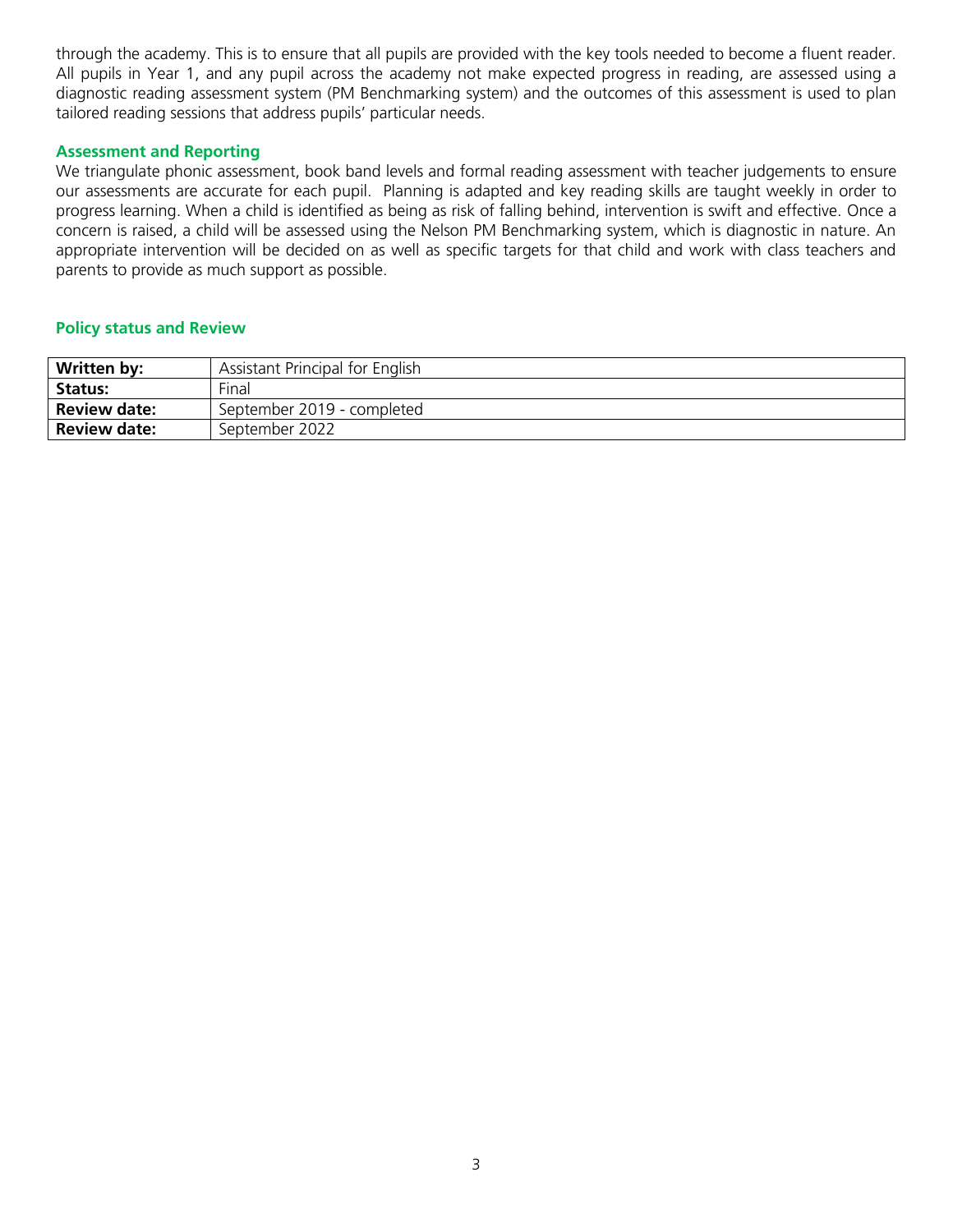through the academy. This is to ensure that all pupils are provided with the key tools needed to become a fluent reader. All pupils in Year 1, and any pupil across the academy not make expected progress in reading, are assessed using a diagnostic reading assessment system (PM Benchmarking system) and the outcomes of this assessment is used to plan tailored reading sessions that address pupils' particular needs.

### Assessment and Reporting

We triangulate phonic assessment, book band levels and formal reading assessment with teacher judgements to ensure our assessments are accurate for each pupil. Planning is adapted and key reading skills are taught weekly in order to progress learning. When a child is identified as being as risk of falling behind, intervention is swift and effective. Once a concern is raised, a child will be assessed using the Nelson PM Benchmarking system, which is diagnostic in nature. An appropriate intervention will be decided on as well as specific targets for that child and work with class teachers and parents to provide as much support as possible.

### Policy status and Review

| | |
|---|---|
| **Written by:** | Assistant Principal for English |
| **Status:** | Final |
| **Review date:** | September 2019 - completed |
| **Review date:** | September 2022 |